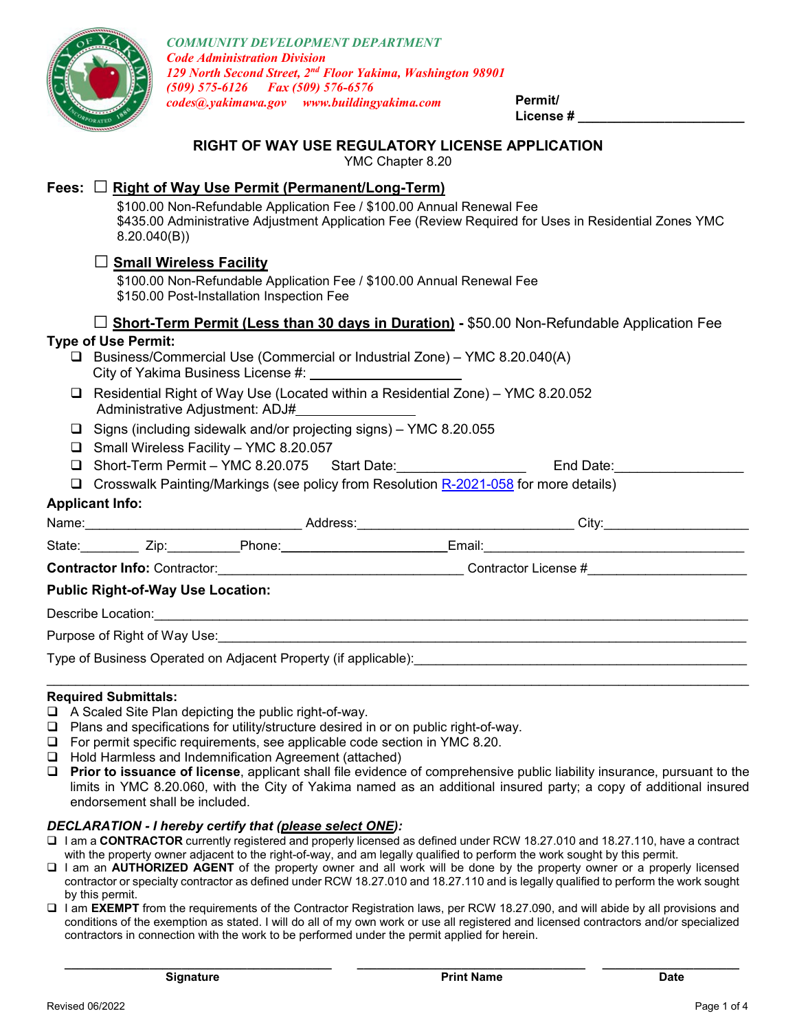*COMMUNITY DEVELOPMENT DEPARTMENT*
*Code Administration Division*
*129 North Second Street, 2nd Floor Yakima, Washington 98901*
*(509) 575-6126 Fax (509) 576-6576*
*codes@yakimawa.gov www.buildingyakima.com*

**Permit/ License #** ______________________

# RIGHT OF WAY USE REGULATORY LICENSE APPLICATION

YMC Chapter 8.20

**Fees:** ☐ **Right of Way Use Permit (Permanent/Long-Term)**

$100.00 Non-Refundable Application Fee / $100.00 Annual Renewal Fee
$435.00 Administrative Adjustment Application Fee (Review Required for Uses in Residential Zones YMC 8.20.040(B))

☐ **Small Wireless Facility**

$100.00 Non-Refundable Application Fee / $100.00 Annual Renewal Fee
$150.00 Post-Installation Inspection Fee

☐ **Short-Term Permit (Less than 30 days in Duration)** - $50.00 Non-Refundable Application Fee

**Type of Use Permit:**

- ☐ Business/Commercial Use (Commercial or Industrial Zone) – YMC 8.20.040(A)
  City of Yakima Business License #: ____________________
- ☐ Residential Right of Way Use (Located within a Residential Zone) – YMC 8.20.052
  Administrative Adjustment: ADJ#________________
- ☐ Signs (including sidewalk and/or projecting signs) – YMC 8.20.055
- ☐ Small Wireless Facility – YMC 8.20.057
- ☐ Short-Term Permit – YMC 8.20.075 Start Date:_________________ End Date:_________________
- ☐ Crosswalk Painting/Markings (see policy from Resolution R-2021-058 for more details)

**Applicant Info:**

Name:______________________________ Address:______________________________ City:____________________

State:________ Zip:__________ Phone:______________________ Email:____________________________________

**Contractor Info:** Contractor:_________________________________ Contractor License #_____________________

**Public Right-of-Way Use Location:**

Describe Location:_____________________________________________________________________________

Purpose of Right of Way Use:_____________________________________________________________________

Type of Business Operated on Adjacent Property (if applicable):____________________________________________

_________________________________________________________________________________________

**Required Submittals:**

- ☐ A Scaled Site Plan depicting the public right-of-way.
- ☐ Plans and specifications for utility/structure desired in or on public right-of-way.
- ☐ For permit specific requirements, see applicable code section in YMC 8.20.
- ☐ Hold Harmless and Indemnification Agreement (attached)
- ☐ **Prior to issuance of license**, applicant shall file evidence of comprehensive public liability insurance, pursuant to the limits in YMC 8.20.060, with the City of Yakima named as an additional insured party; a copy of additional insured endorsement shall be included.

***DECLARATION - I hereby certify that (please select ONE):***

- ☐ I am a **CONTRACTOR** currently registered and properly licensed as defined under RCW 18.27.010 and 18.27.110, have a contract with the property owner adjacent to the right-of-way, and am legally qualified to perform the work sought by this permit.
- ☐ I am an **AUTHORIZED AGENT** of the property owner and all work will be done by the property owner or a properly licensed contractor or specialty contractor as defined under RCW 18.27.010 and 18.27.110 and is legally qualified to perform the work sought by this permit.
- ☐ I am **EXEMPT** from the requirements of the Contractor Registration laws, per RCW 18.27.090, and will abide by all provisions and conditions of the exemption as stated. I will do all of my own work or use all registered and licensed contractors and/or specialized contractors in connection with the work to be performed under the permit applied for herein.

| ______________________________ | ______________________________ | __________________ |
|---|---|---|
| **Signature** | **Print Name** | **Date** |

Revised 06/2022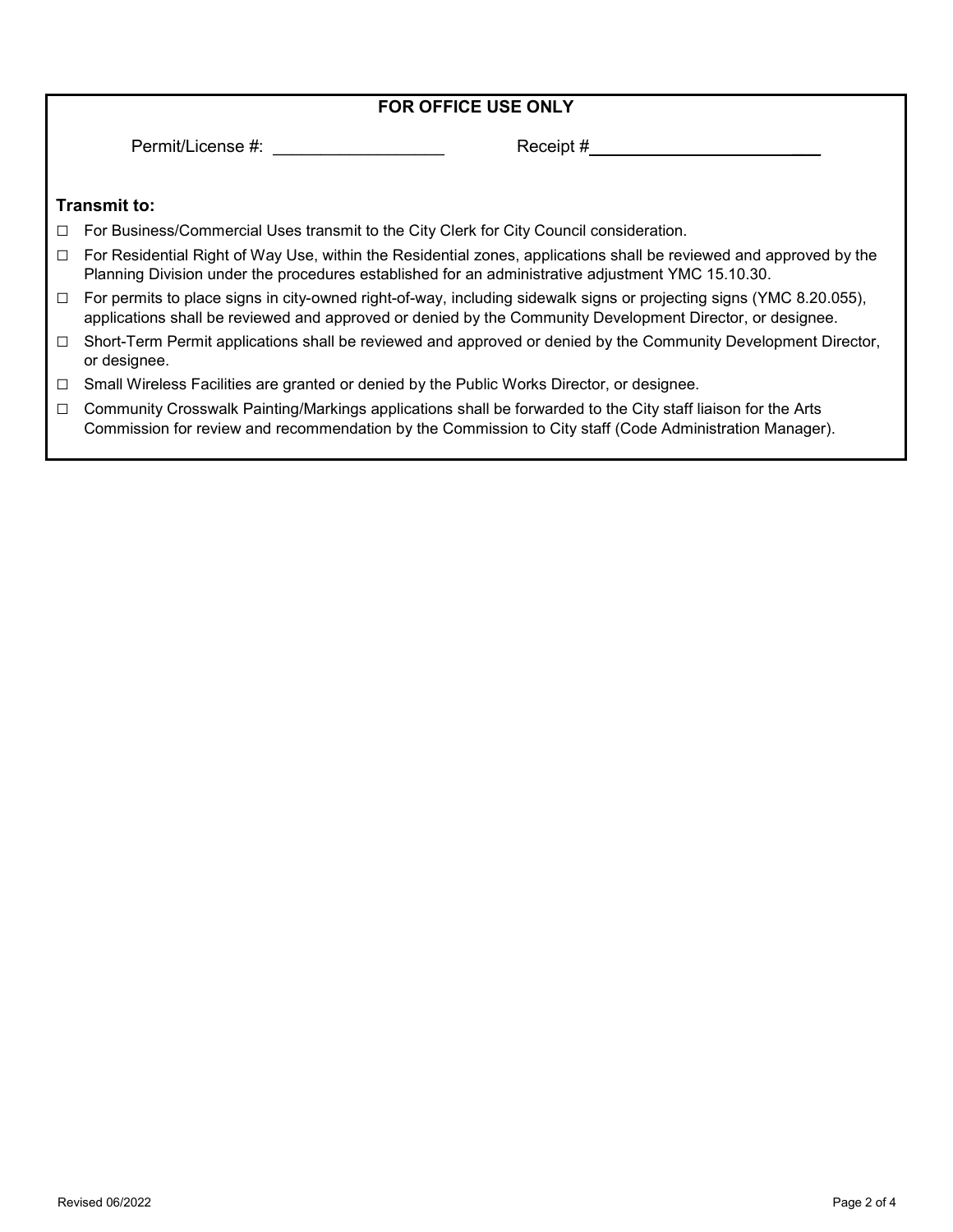**FOR OFFICE USE ONLY**

Permit/License #: ___________________ Receipt # ___________________________

**Transmit to:**

- ☐ For Business/Commercial Uses transmit to the City Clerk for City Council consideration.
- ☐ For Residential Right of Way Use, within the Residential zones, applications shall be reviewed and approved by the Planning Division under the procedures established for an administrative adjustment YMC 15.10.30.
- ☐ For permits to place signs in city-owned right-of-way, including sidewalk signs or projecting signs (YMC 8.20.055), applications shall be reviewed and approved or denied by the Community Development Director, or designee.
- ☐ Short-Term Permit applications shall be reviewed and approved or denied by the Community Development Director, or designee.
- ☐ Small Wireless Facilities are granted or denied by the Public Works Director, or designee.
- ☐ Community Crosswalk Painting/Markings applications shall be forwarded to the City staff liaison for the Arts Commission for review and recommendation by the Commission to City staff (Code Administration Manager).

Revised 06/2022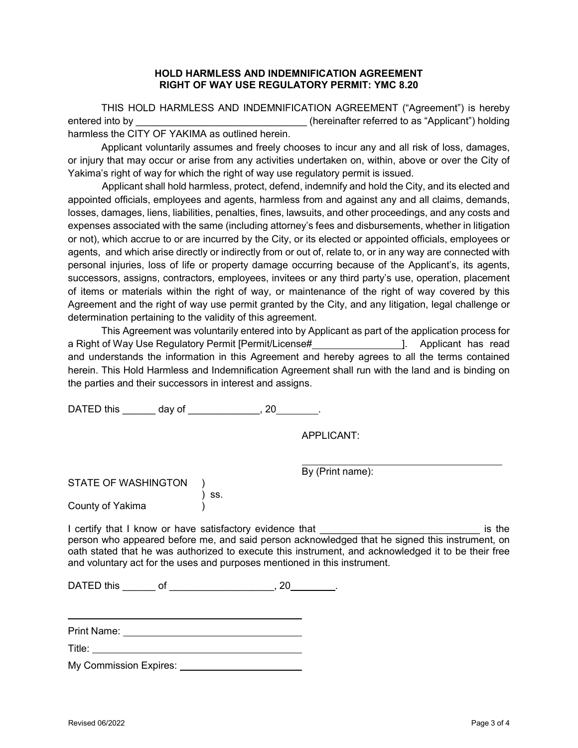**HOLD HARMLESS AND INDEMNIFICATION AGREEMENT**
**RIGHT OF WAY USE REGULATORY PERMIT: YMC 8.20**

THIS HOLD HARMLESS AND INDEMNIFICATION AGREEMENT ("Agreement") is hereby entered into by _______________________________ (hereinafter referred to as "Applicant") holding harmless the CITY OF YAKIMA as outlined herein.

Applicant voluntarily assumes and freely chooses to incur any and all risk of loss, damages, or injury that may occur or arise from any activities undertaken on, within, above or over the City of Yakima's right of way for which the right of way use regulatory permit is issued.

Applicant shall hold harmless, protect, defend, indemnify and hold the City, and its elected and appointed officials, employees and agents, harmless from and against any and all claims, demands, losses, damages, liens, liabilities, penalties, fines, lawsuits, and other proceedings, and any costs and expenses associated with the same (including attorney's fees and disbursements, whether in litigation or not), which accrue to or are incurred by the City, or its elected or appointed officials, employees or agents, and which arise directly or indirectly from or out of, relate to, or in any way are connected with personal injuries, loss of life or property damage occurring because of the Applicant's, its agents, successors, assigns, contractors, employees, invitees or any third party's use, operation, placement of items or materials within the right of way, or maintenance of the right of way covered by this Agreement and the right of way use permit granted by the City, and any litigation, legal challenge or determination pertaining to the validity of this agreement.

This Agreement was voluntarily entered into by Applicant as part of the application process for a Right of Way Use Regulatory Permit [Permit/License#________________]. Applicant has read and understands the information in this Agreement and hereby agrees to all the terms contained herein. This Hold Harmless and Indemnification Agreement shall run with the land and is binding on the parties and their successors in interest and assigns.

DATED this ______ day of _____________, 20________.

APPLICANT:

_______________________________________
By (Print name):

STATE OF WASHINGTON )
) ss.
County of Yakima )

I certify that I know or have satisfactory evidence that _____________________________ is the person who appeared before me, and said person acknowledged that he signed this instrument, on oath stated that he was authorized to execute this instrument, and acknowledged it to be their free and voluntary act for the uses and purposes mentioned in this instrument.

DATED this ______ of __________________, 20________.

_______________________________________

Print Name: _______________________________

Title: ____________________________________

My Commission Expires: ____________________

Revised 06/2022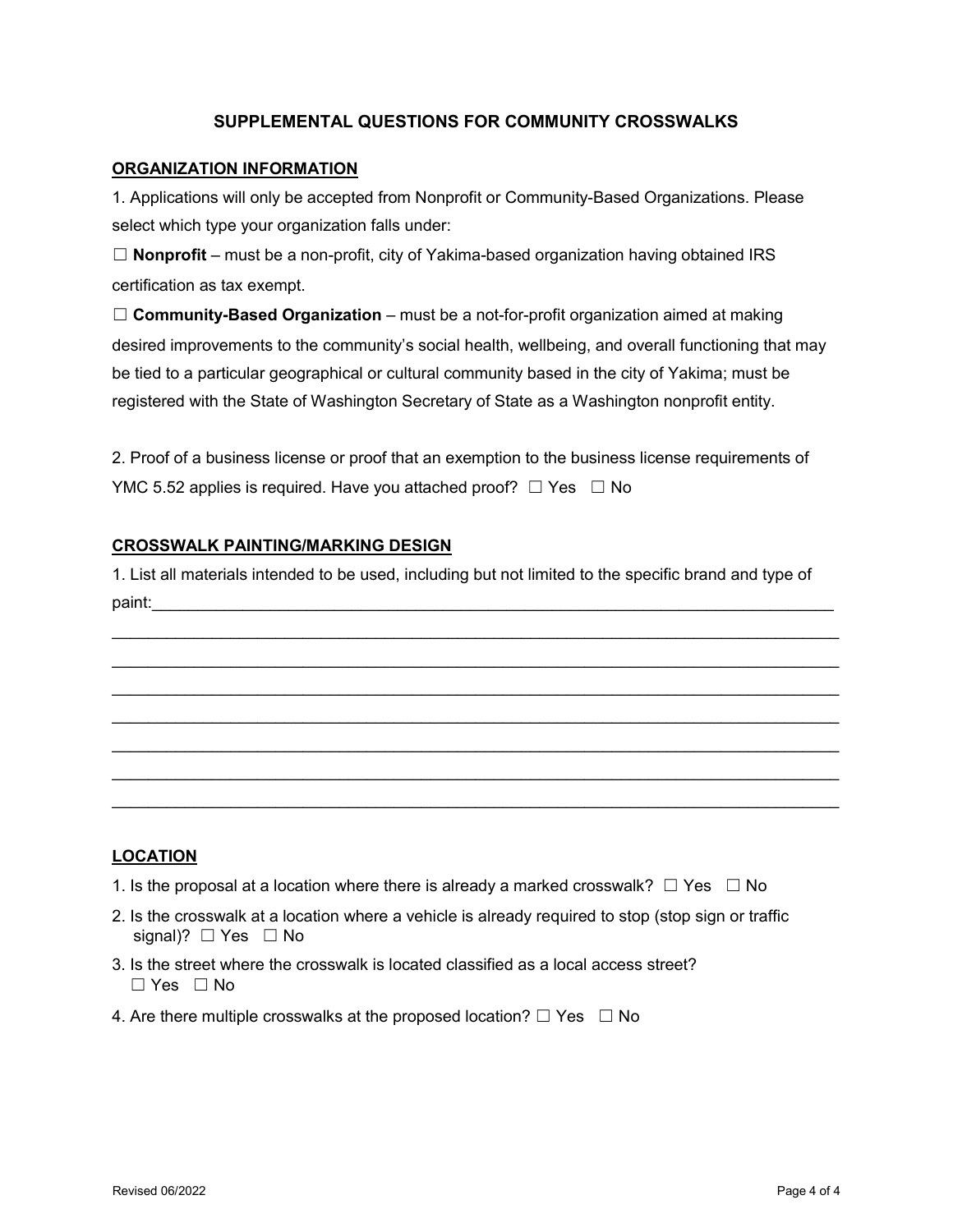## SUPPLEMENTAL QUESTIONS FOR COMMUNITY CROSSWALKS

### ORGANIZATION INFORMATION

1. Applications will only be accepted from Nonprofit or Community-Based Organizations. Please select which type your organization falls under:

☐ **Nonprofit** – must be a non-profit, city of Yakima-based organization having obtained IRS certification as tax exempt.

☐ **Community-Based Organization** – must be a not-for-profit organization aimed at making desired improvements to the community's social health, wellbeing, and overall functioning that may be tied to a particular geographical or cultural community based in the city of Yakima; must be registered with the State of Washington Secretary of State as a Washington nonprofit entity.

2. Proof of a business license or proof that an exemption to the business license requirements of YMC 5.52 applies is required. Have you attached proof? ☐ Yes ☐ No

### CROSSWALK PAINTING/MARKING DESIGN

1. List all materials intended to be used, including but not limited to the specific brand and type of paint:______________________________________________________________________________

______________________________________________________________________________________

______________________________________________________________________________________

______________________________________________________________________________________

______________________________________________________________________________________

______________________________________________________________________________________

______________________________________________________________________________________

______________________________________________________________________________________

### LOCATION

1. Is the proposal at a location where there is already a marked crosswalk? ☐ Yes ☐ No
2. Is the crosswalk at a location where a vehicle is already required to stop (stop sign or traffic signal)? ☐ Yes ☐ No
3. Is the street where the crosswalk is located classified as a local access street? ☐ Yes ☐ No
4. Are there multiple crosswalks at the proposed location? ☐ Yes ☐ No

Revised 06/2022